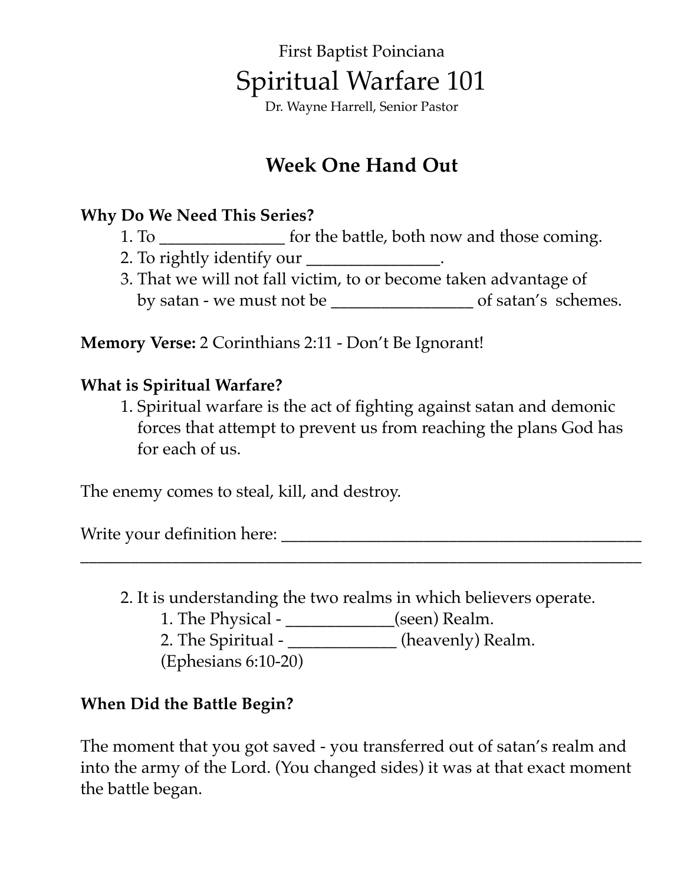First Baptist Poinciana

# Spiritual Warfare 101

Dr. Wayne Harrell, Senior Pastor

## Week One Hand Out

**Why Do We Need This Series?**

1. To _______________ for the battle, both now and those coming.
2. To rightly identify our ________________.
3. That we will not fall victim, to or become taken advantage of by satan - we must not be _________________ of satan's schemes.

**Memory Verse:** 2 Corinthians 2:11 - Don't Be Ignorant!

**What is Spiritual Warfare?**

1. Spiritual warfare is the act of fighting against satan and demonic forces that attempt to prevent us from reaching the plans God has for each of us.

The enemy comes to steal, kill, and destroy.

Write your definition here: _____________________________________________
______________________________________________________________________

2. It is understanding the two realms in which believers operate.
   1. The Physical - _____________(seen) Realm.
   2. The Spiritual - _____________ (heavenly) Realm.
   (Ephesians 6:10-20)

**When Did the Battle Begin?**

The moment that you got saved - you transferred out of satan's realm and into the army of the Lord. (You changed sides) it was at that exact moment the battle began.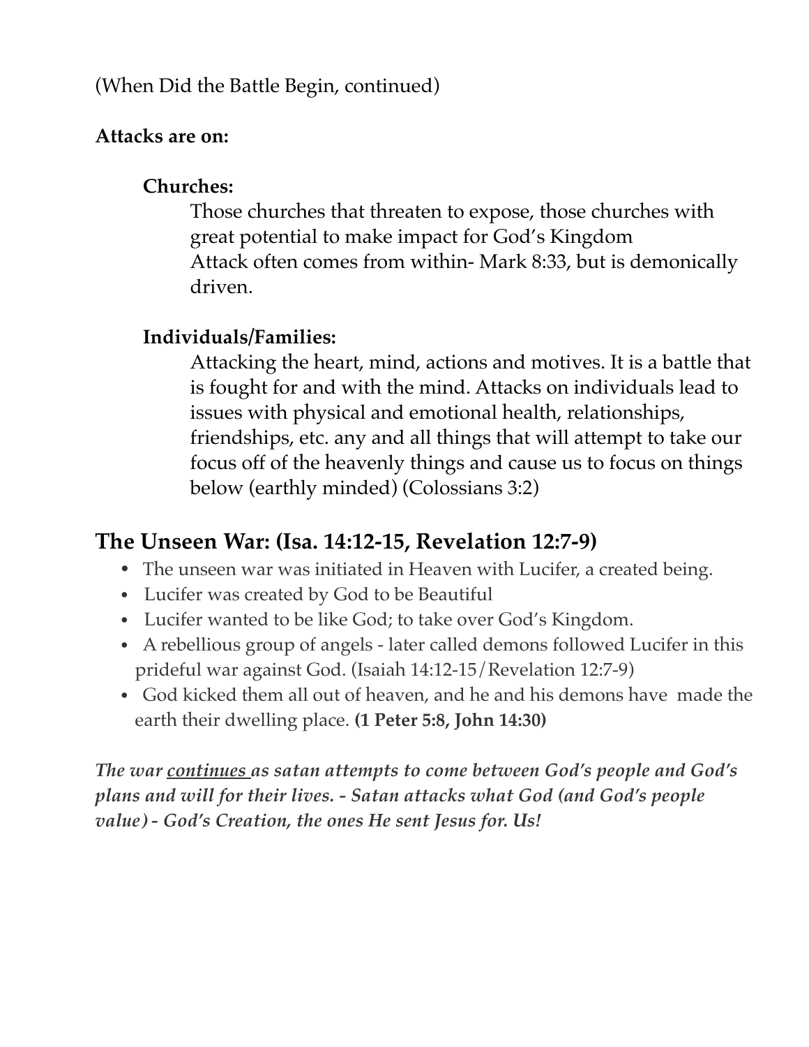(When Did the Battle Begin, continued)

**Attacks are on:**

**Churches:**

Those churches that threaten to expose, those churches with great potential to make impact for God's Kingdom
Attack often comes from within- Mark 8:33, but is demonically driven.

**Individuals/Families:**

Attacking the heart, mind, actions and motives. It is a battle that is fought for and with the mind. Attacks on individuals lead to issues with physical and emotional health, relationships, friendships, etc. any and all things that will attempt to take our focus off of the heavenly things and cause us to focus on things below (earthly minded) (Colossians 3:2)

## The Unseen War: (Isa. 14:12-15, Revelation 12:7-9)

- The unseen war was initiated in Heaven with Lucifer, a created being.
- Lucifer was created by God to be Beautiful
- Lucifer wanted to be like God; to take over God's Kingdom.
- A rebellious group of angels - later called demons followed Lucifer in this prideful war against God. (Isaiah 14:12-15/Revelation 12:7-9)
- God kicked them all out of heaven, and he and his demons have made the earth their dwelling place. **(1 Peter 5:8, John 14:30)**

***The war <u>continues</u> as satan attempts to come between God's people and God's plans and will for their lives. - Satan attacks what God (and God's people value) - God's Creation, the ones He sent Jesus for. Us!***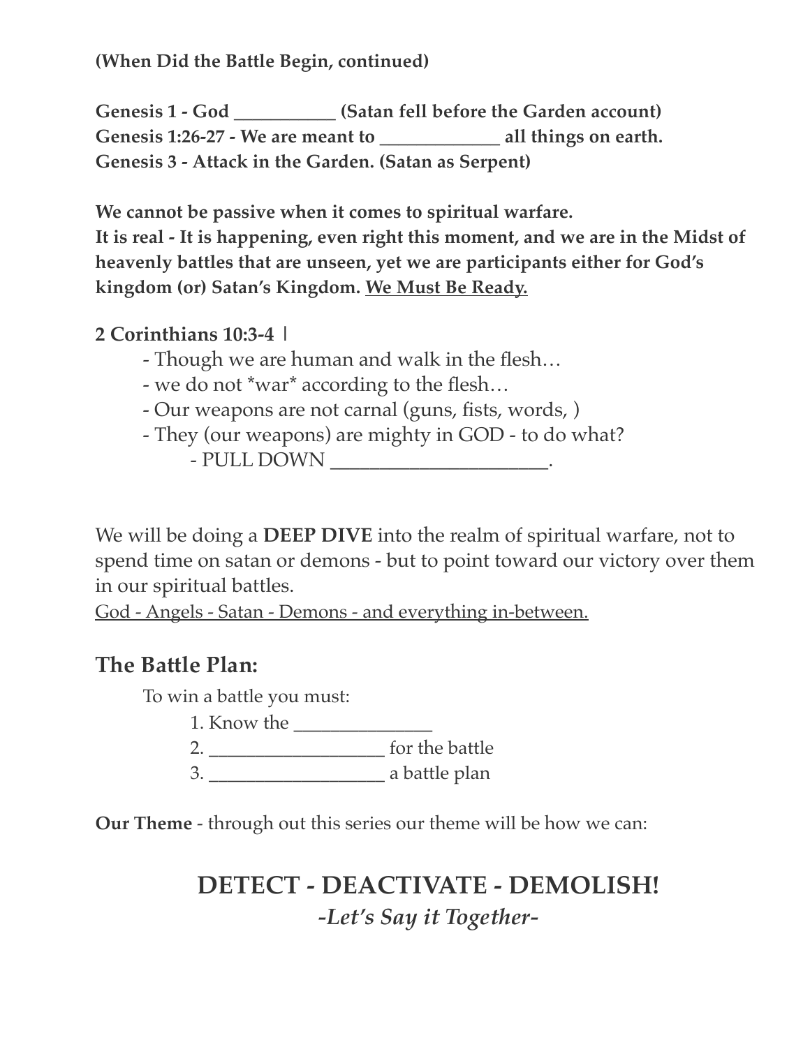**(When Did the Battle Begin, continued)**

**Genesis 1 - God ___________ (Satan fell before the Garden account)**
**Genesis 1:26-27 - We are meant to _____________ all things on earth.**
**Genesis 3 - Attack in the Garden. (Satan as Serpent)**

**We cannot be passive when it comes to spiritual warfare.**
**It is real - It is happening, even right this moment, and we are in the Midst of heavenly battles that are unseen, yet we are participants either for God's kingdom (or) Satan's Kingdom. <u>We Must Be Ready.</u>**

**2 Corinthians 10:3-4 |**

- Though we are human and walk in the flesh…
- we do not *war* according to the flesh…
- Our weapons are not carnal (guns, fists, words, )
- They (our weapons) are mighty in GOD - to do what?
    - PULL DOWN _______________________.

We will be doing a **DEEP DIVE** into the realm of spiritual warfare, not to spend time on satan or demons - but to point toward our victory over them in our spiritual battles.
<u>God - Angels - Satan - Demons - and everything in-between.</u>

## The Battle Plan:

To win a battle you must:

1. Know the _______________
2. ___________________ for the battle
3. ___________________ a battle plan

**Our Theme** - through out this series our theme will be how we can:

## DETECT - DEACTIVATE - DEMOLISH!

***-Let's Say it Together-***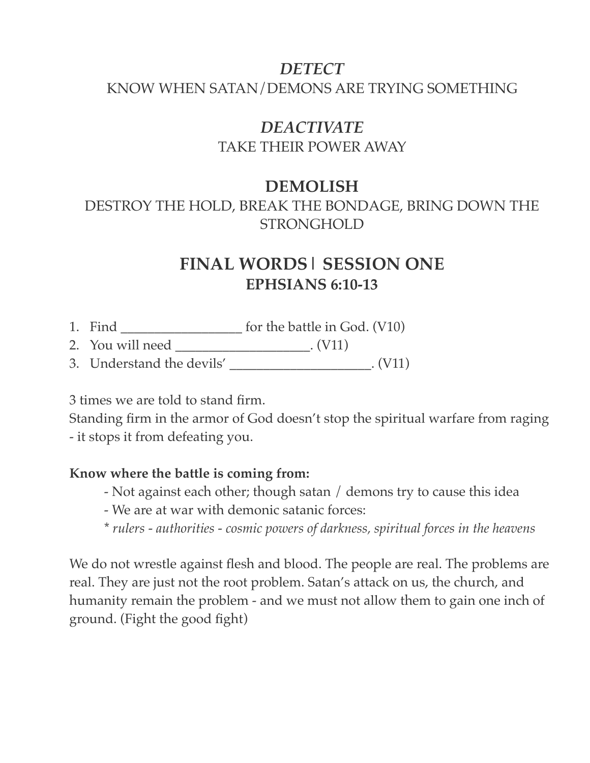## *DETECT*

KNOW WHEN SATAN/DEMONS ARE TRYING SOMETHING

## *DEACTIVATE*

TAKE THEIR POWER AWAY

## DEMOLISH

DESTROY THE HOLD, BREAK THE BONDAGE, BRING DOWN THE STRONGHOLD

## FINAL WORDS | SESSION ONE
### EPHSIANS 6:10-13

1. Find __________________ for the battle in God. (V10)
2. You will need ____________________. (V11)
3. Understand the devils' _____________________. (V11)

3 times we are told to stand firm.
Standing firm in the armor of God doesn't stop the spiritual warfare from raging - it stops it from defeating you.

**Know where the battle is coming from:**

- Not against each other; though satan / demons try to cause this idea
- We are at war with demonic satanic forces:
  * *rulers - authorities - cosmic powers of darkness, spiritual forces in the heavens*

We do not wrestle against flesh and blood. The people are real. The problems are real. They are just not the root problem. Satan's attack on us, the church, and humanity remain the problem - and we must not allow them to gain one inch of ground. (Fight the good fight)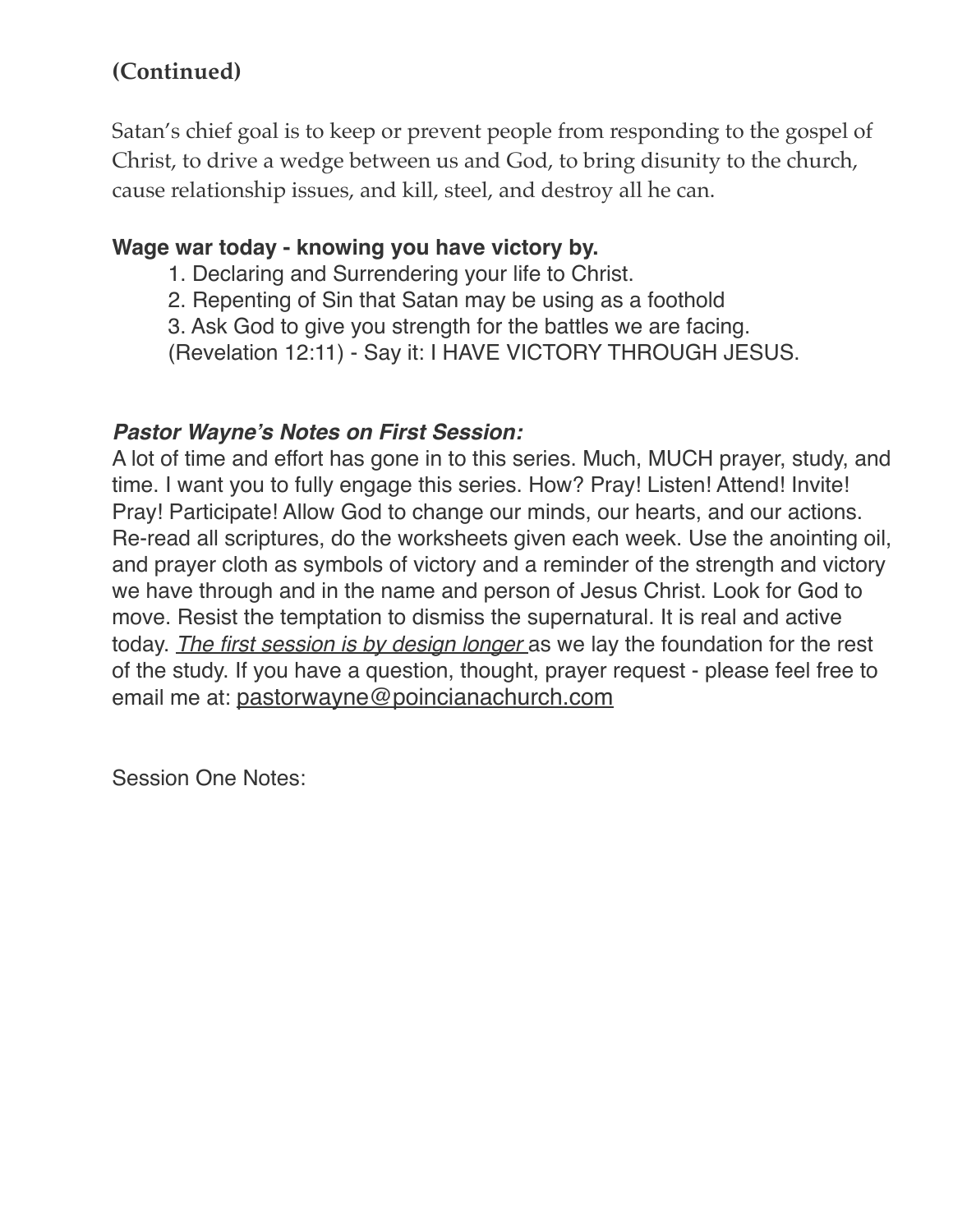**(Continued)**

Satan's chief goal is to keep or prevent people from responding to the gospel of Christ, to drive a wedge between us and God, to bring disunity to the church, cause relationship issues, and kill, steel, and destroy all he can.

**Wage war today - knowing you have victory by.**

1. Declaring and Surrendering your life to Christ.
2. Repenting of Sin that Satan may be using as a foothold
3. Ask God to give you strength for the battles we are facing.

(Revelation 12:11) - Say it: I HAVE VICTORY THROUGH JESUS.

***Pastor Wayne's Notes on First Session:***

A lot of time and effort has gone in to this series. Much, MUCH prayer, study, and time. I want you to fully engage this series. How? Pray! Listen! Attend! Invite! Pray! Participate! Allow God to change our minds, our hearts, and our actions. Re-read all scriptures, do the worksheets given each week. Use the anointing oil, and prayer cloth as symbols of victory and a reminder of the strength and victory we have through and in the name and person of Jesus Christ. Look for God to move. Resist the temptation to dismiss the supernatural. It is real and active today. *The first session is by design longer* as we lay the foundation for the rest of the study. If you have a question, thought, prayer request - please feel free to email me at: pastorwayne@poincianachurch.com

Session One Notes: